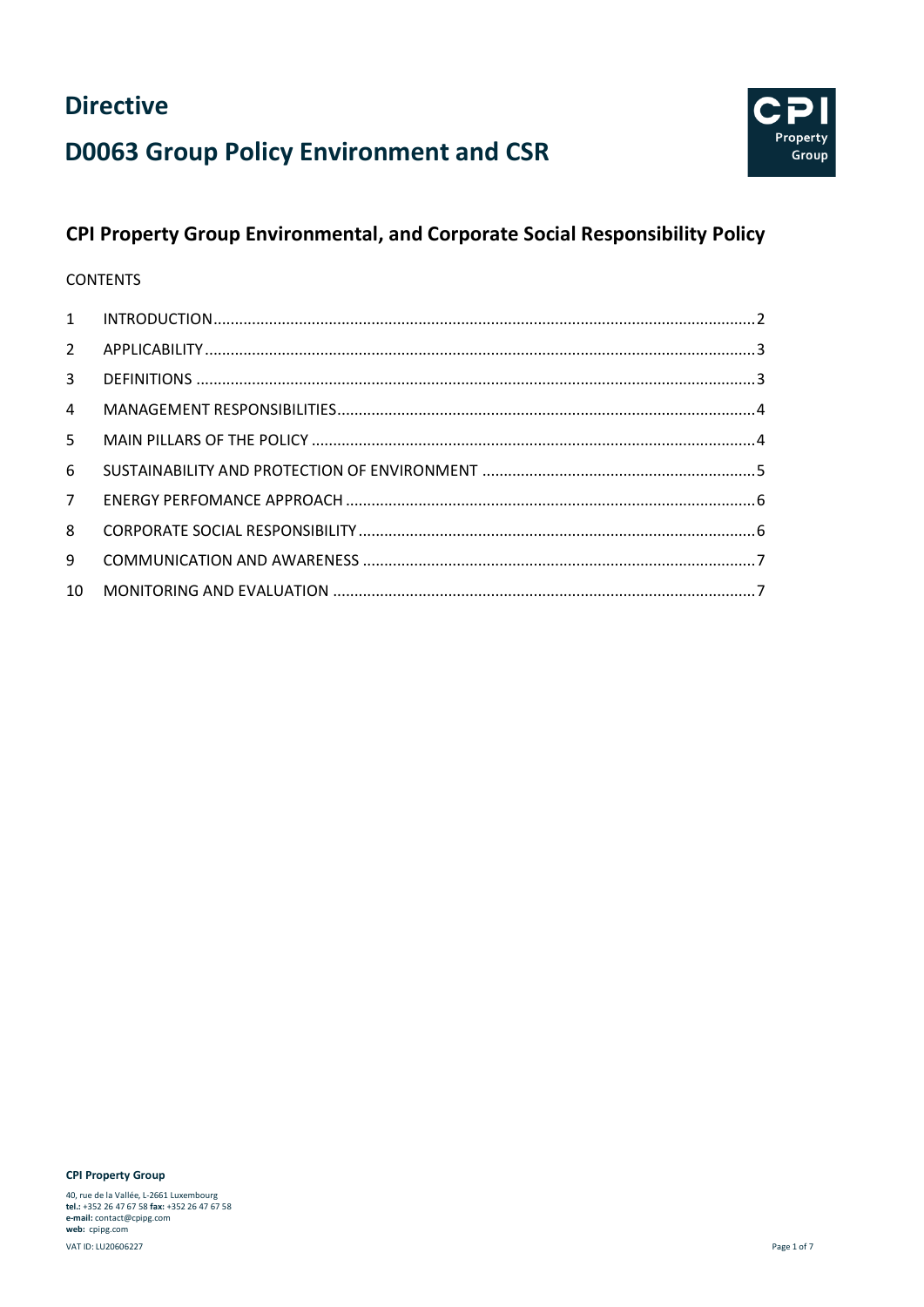# Directive

# D0063 Group Policy Environment and CSR

## CPI Property Group Environmental, and Corporate Social Responsibility Policy

CONTENTS

| | | |
|---|---|---|
| 1 | INTRODUCTION | 2 |
| 2 | APPLICABILITY | 3 |
| 3 | DEFINITIONS | 3 |
| 4 | MANAGEMENT RESPONSIBILITIES | 4 |
| 5 | MAIN PILLARS OF THE POLICY | 4 |
| 6 | SUSTAINABILITY AND PROTECTION OF ENVIRONMENT | 5 |
| 7 | ENERGY PERFOMANCE APPROACH | 6 |
| 8 | CORPORATE SOCIAL RESPONSIBILITY | 6 |
| 9 | COMMUNICATION AND AWARENESS | 7 |
| 10 | MONITORING AND EVALUATION | 7 |

**CPI Property Group**

40, rue de la Vallée, L-2661 Luxembourg
**tel.:** +352 26 47 67 58 **fax:** +352 26 47 67 58
**e-mail:** contact@cpipg.com
**web:** cpipg.com

VAT ID: LU20606227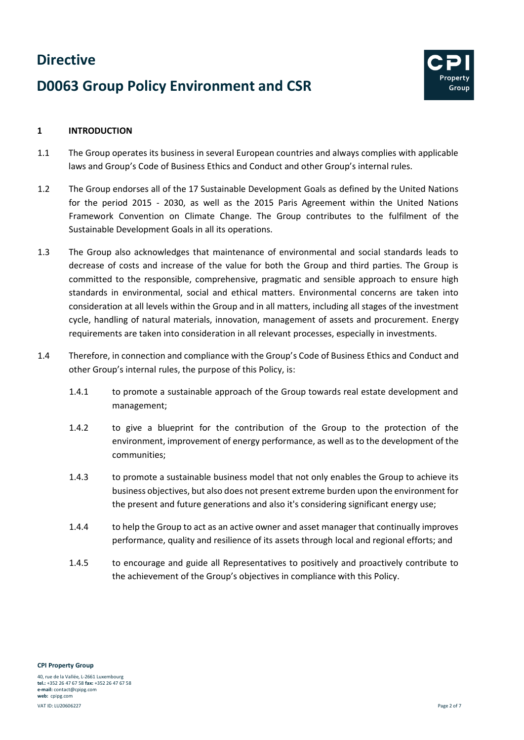# Directive

# D0063 Group Policy Environment and CSR

## 1 INTRODUCTION

1.1 The Group operates its business in several European countries and always complies with applicable laws and Group's Code of Business Ethics and Conduct and other Group's internal rules.

1.2 The Group endorses all of the 17 Sustainable Development Goals as defined by the United Nations for the period 2015 - 2030, as well as the 2015 Paris Agreement within the United Nations Framework Convention on Climate Change. The Group contributes to the fulfilment of the Sustainable Development Goals in all its operations.

1.3 The Group also acknowledges that maintenance of environmental and social standards leads to decrease of costs and increase of the value for both the Group and third parties. The Group is committed to the responsible, comprehensive, pragmatic and sensible approach to ensure high standards in environmental, social and ethical matters. Environmental concerns are taken into consideration at all levels within the Group and in all matters, including all stages of the investment cycle, handling of natural materials, innovation, management of assets and procurement. Energy requirements are taken into consideration in all relevant processes, especially in investments.

1.4 Therefore, in connection and compliance with the Group's Code of Business Ethics and Conduct and other Group's internal rules, the purpose of this Policy, is:

1.4.1 to promote a sustainable approach of the Group towards real estate development and management;

1.4.2 to give a blueprint for the contribution of the Group to the protection of the environment, improvement of energy performance, as well as to the development of the communities;

1.4.3 to promote a sustainable business model that not only enables the Group to achieve its business objectives, but also does not present extreme burden upon the environment for the present and future generations and also it's considering significant energy use;

1.4.4 to help the Group to act as an active owner and asset manager that continually improves performance, quality and resilience of its assets through local and regional efforts; and

1.4.5 to encourage and guide all Representatives to positively and proactively contribute to the achievement of the Group's objectives in compliance with this Policy.

**CPI Property Group**

40, rue de la Vallée, L-2661 Luxembourg
**tel.:** +352 26 47 67 58 **fax:** +352 26 47 67 58
**e-mail:** contact@cpipg.com
**web:** cpipg.com

VAT ID: LU20606227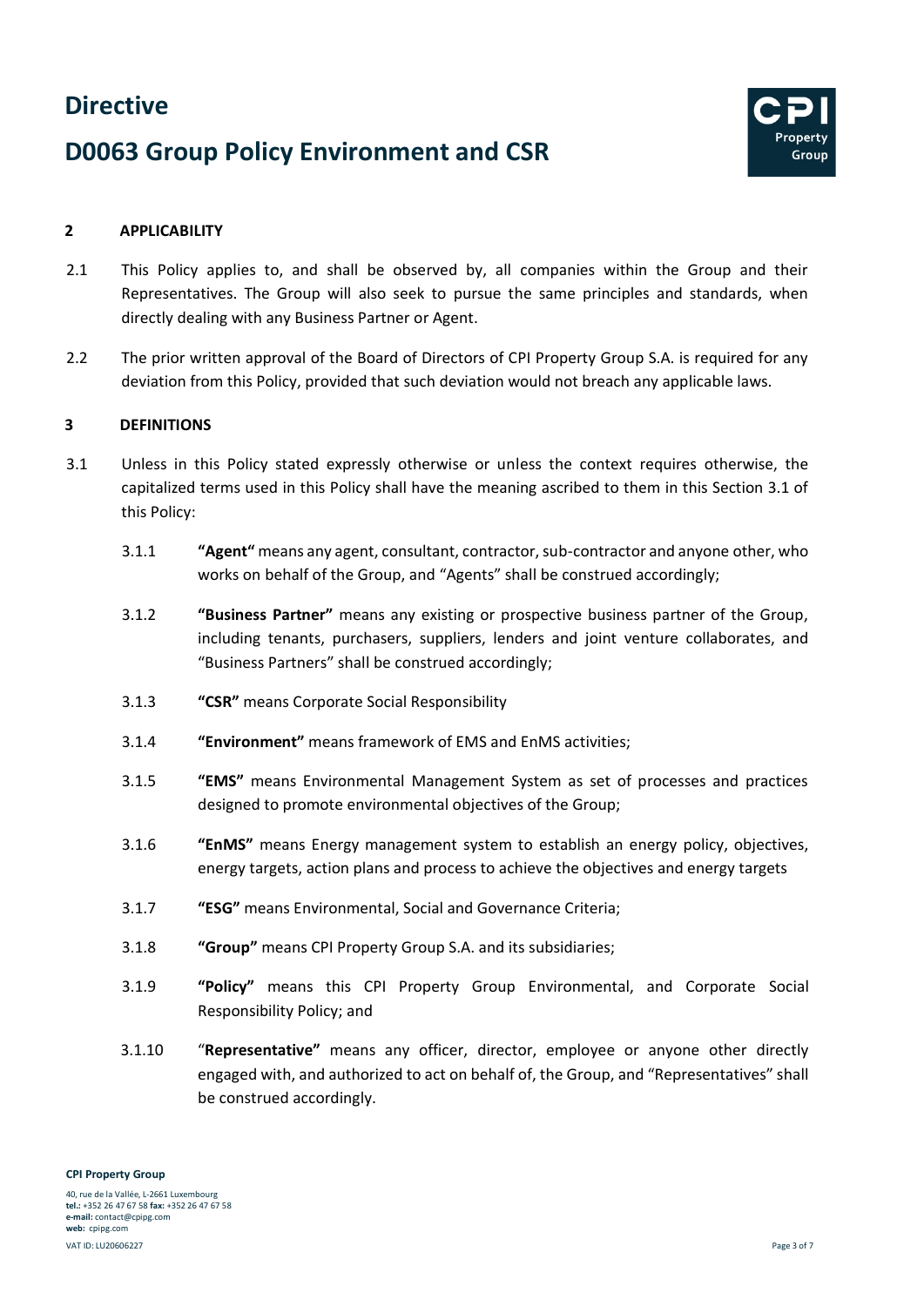## 2 APPLICABILITY

2.1 This Policy applies to, and shall be observed by, all companies within the Group and their Representatives. The Group will also seek to pursue the same principles and standards, when directly dealing with any Business Partner or Agent.

2.2 The prior written approval of the Board of Directors of CPI Property Group S.A. is required for any deviation from this Policy, provided that such deviation would not breach any applicable laws.

## 3 DEFINITIONS

3.1 Unless in this Policy stated expressly otherwise or unless the context requires otherwise, the capitalized terms used in this Policy shall have the meaning ascribed to them in this Section 3.1 of this Policy:

3.1.1 **"Agent"** means any agent, consultant, contractor, sub-contractor and anyone other, who works on behalf of the Group, and "Agents" shall be construed accordingly;

3.1.2 **"Business Partner"** means any existing or prospective business partner of the Group, including tenants, purchasers, suppliers, lenders and joint venture collaborates, and "Business Partners" shall be construed accordingly;

3.1.3 **"CSR"** means Corporate Social Responsibility

3.1.4 **"Environment"** means framework of EMS and EnMS activities;

3.1.5 **"EMS"** means Environmental Management System as set of processes and practices designed to promote environmental objectives of the Group;

3.1.6 **"EnMS"** means Energy management system to establish an energy policy, objectives, energy targets, action plans and process to achieve the objectives and energy targets

3.1.7 **"ESG"** means Environmental, Social and Governance Criteria;

3.1.8 **"Group"** means CPI Property Group S.A. and its subsidiaries;

3.1.9 **"Policy"** means this CPI Property Group Environmental, and Corporate Social Responsibility Policy; and

3.1.10 "**Representative"** means any officer, director, employee or anyone other directly engaged with, and authorized to act on behalf of, the Group, and "Representatives" shall be construed accordingly.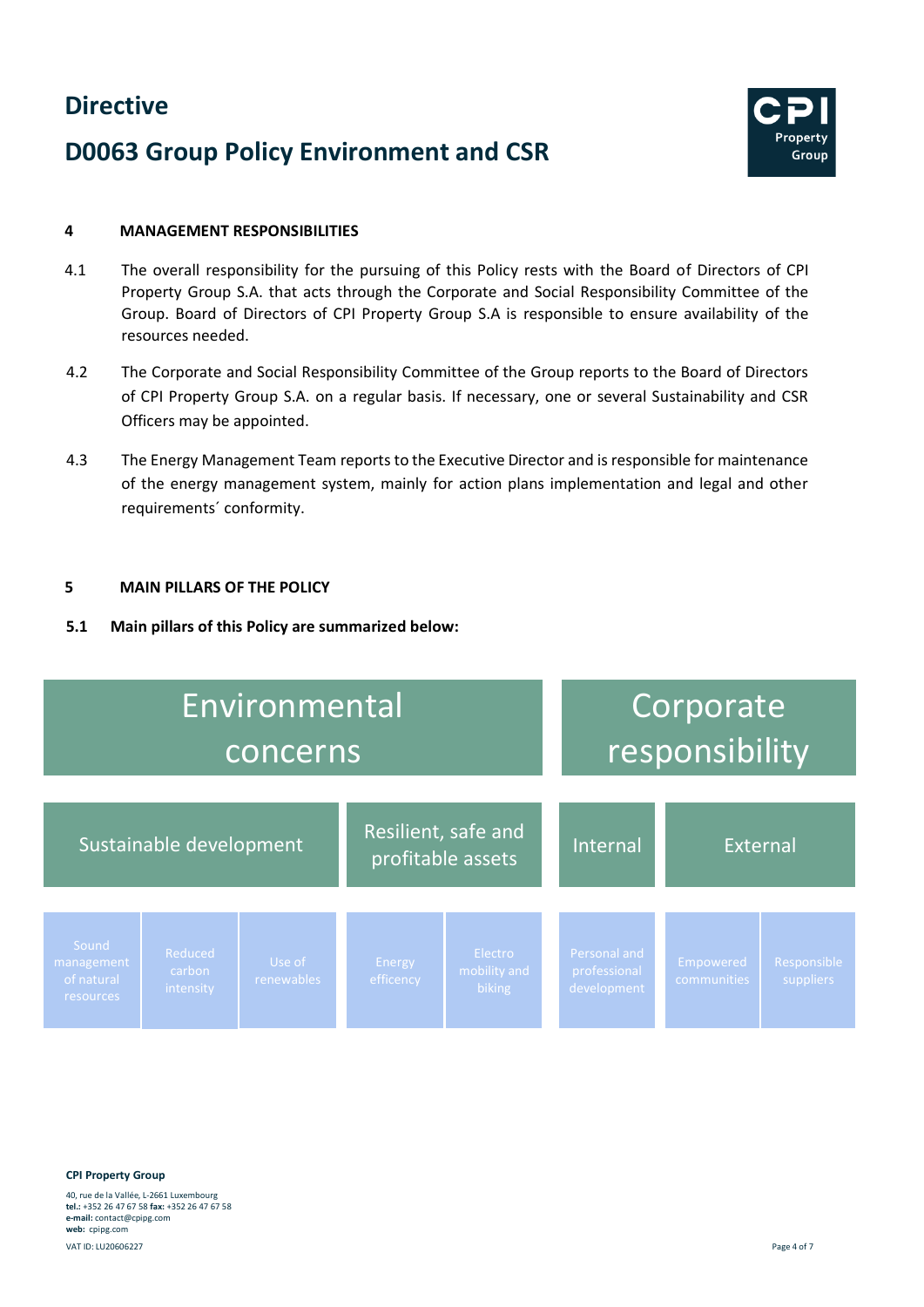## 4 MANAGEMENT RESPONSIBILITIES

4.1 The overall responsibility for the pursuing of this Policy rests with the Board of Directors of CPI Property Group S.A. that acts through the Corporate and Social Responsibility Committee of the Group. Board of Directors of CPI Property Group S.A is responsible to ensure availability of the resources needed.

4.2 The Corporate and Social Responsibility Committee of the Group reports to the Board of Directors of CPI Property Group S.A. on a regular basis. If necessary, one or several Sustainability and CSR Officers may be appointed.

4.3 The Energy Management Team reports to the Executive Director and is responsible for maintenance of the energy management system, mainly for action plans implementation and legal and other requirements´ conformity.

## 5 MAIN PILLARS OF THE POLICY

**5.1 Main pillars of this Policy are summarized below:**

| Environmental concerns | | | | | Corporate responsibility | | |
|---|---|---|---|---|---|---|---|
| Sustainable development | | | Resilient, safe and profitable assets | | Internal | External | |
| Sound management of natural resources | Reduced carbon intensity | Use of renewables | Energy efficency | Electro mobility and biking | Personal and professional development | Empowered communities | Responsible suppliers |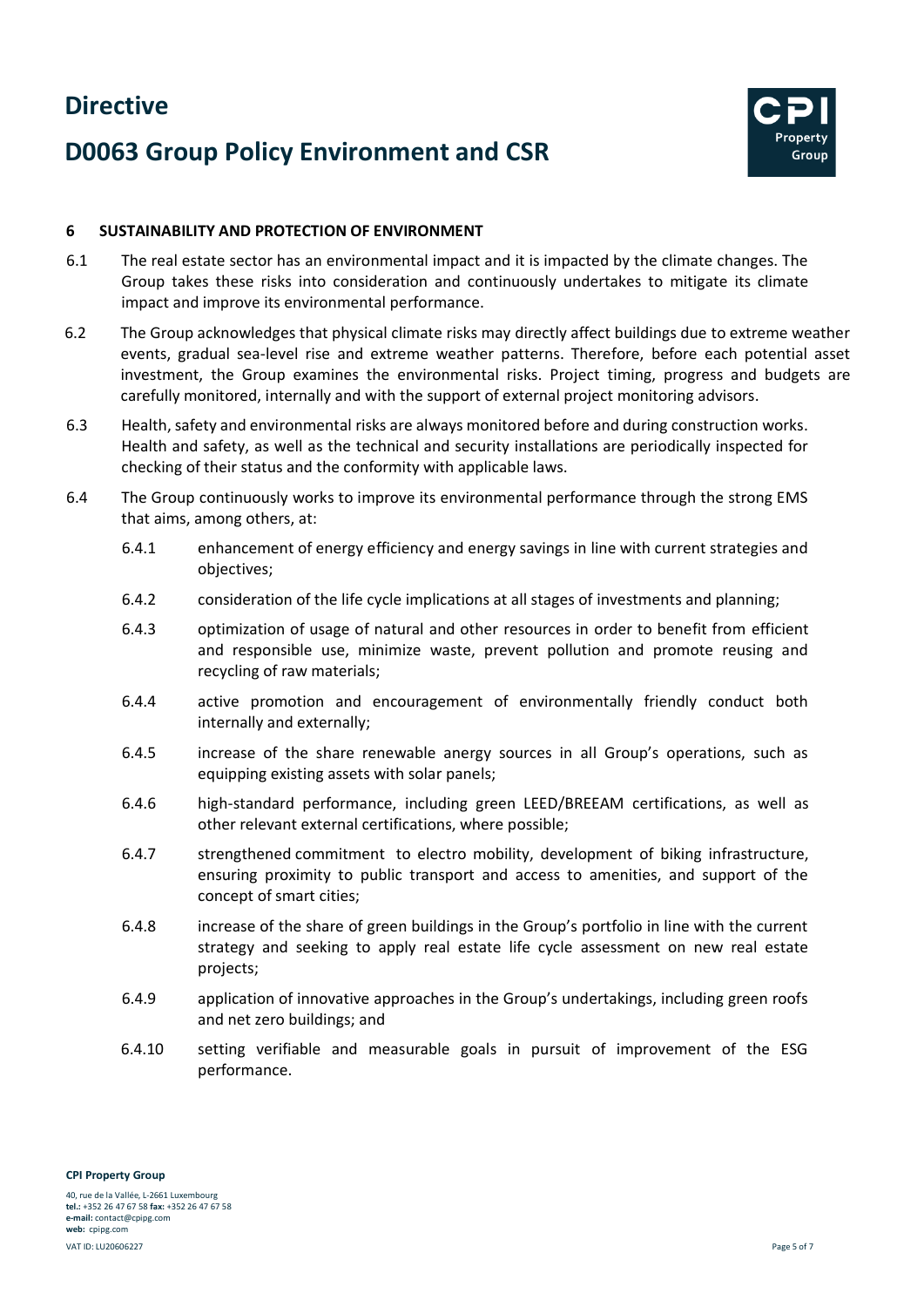## 6 SUSTAINABILITY AND PROTECTION OF ENVIRONMENT

6.1 The real estate sector has an environmental impact and it is impacted by the climate changes. The Group takes these risks into consideration and continuously undertakes to mitigate its climate impact and improve its environmental performance.

6.2 The Group acknowledges that physical climate risks may directly affect buildings due to extreme weather events, gradual sea-level rise and extreme weather patterns. Therefore, before each potential asset investment, the Group examines the environmental risks. Project timing, progress and budgets are carefully monitored, internally and with the support of external project monitoring advisors.

6.3 Health, safety and environmental risks are always monitored before and during construction works. Health and safety, as well as the technical and security installations are periodically inspected for checking of their status and the conformity with applicable laws.

6.4 The Group continuously works to improve its environmental performance through the strong EMS that aims, among others, at:

6.4.1 enhancement of energy efficiency and energy savings in line with current strategies and objectives;

6.4.2 consideration of the life cycle implications at all stages of investments and planning;

6.4.3 optimization of usage of natural and other resources in order to benefit from efficient and responsible use, minimize waste, prevent pollution and promote reusing and recycling of raw materials;

6.4.4 active promotion and encouragement of environmentally friendly conduct both internally and externally;

6.4.5 increase of the share renewable anergy sources in all Group's operations, such as equipping existing assets with solar panels;

6.4.6 high-standard performance, including green LEED/BREEAM certifications, as well as other relevant external certifications, where possible;

6.4.7 strengthened commitment to electro mobility, development of biking infrastructure, ensuring proximity to public transport and access to amenities, and support of the concept of smart cities;

6.4.8 increase of the share of green buildings in the Group's portfolio in line with the current strategy and seeking to apply real estate life cycle assessment on new real estate projects;

6.4.9 application of innovative approaches in the Group's undertakings, including green roofs and net zero buildings; and

6.4.10 setting verifiable and measurable goals in pursuit of improvement of the ESG performance.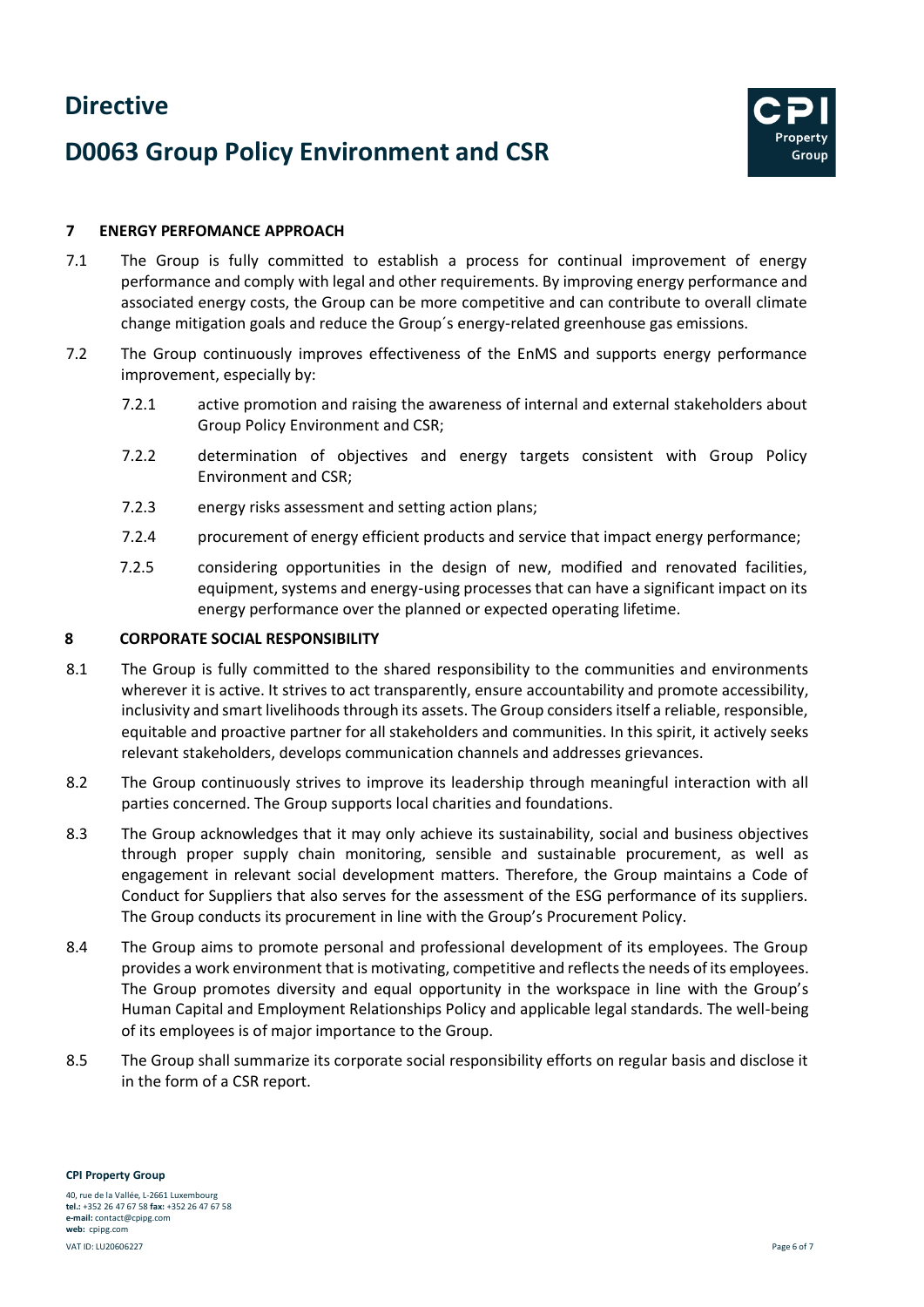## 7 ENERGY PERFOMANCE APPROACH

7.1 The Group is fully committed to establish a process for continual improvement of energy performance and comply with legal and other requirements. By improving energy performance and associated energy costs, the Group can be more competitive and can contribute to overall climate change mitigation goals and reduce the Group´s energy-related greenhouse gas emissions.

7.2 The Group continuously improves effectiveness of the EnMS and supports energy performance improvement, especially by:

- 7.2.1 active promotion and raising the awareness of internal and external stakeholders about Group Policy Environment and CSR;
- 7.2.2 determination of objectives and energy targets consistent with Group Policy Environment and CSR;
- 7.2.3 energy risks assessment and setting action plans;
- 7.2.4 procurement of energy efficient products and service that impact energy performance;
- 7.2.5 considering opportunities in the design of new, modified and renovated facilities, equipment, systems and energy-using processes that can have a significant impact on its energy performance over the planned or expected operating lifetime.

## 8 CORPORATE SOCIAL RESPONSIBILITY

8.1 The Group is fully committed to the shared responsibility to the communities and environments wherever it is active. It strives to act transparently, ensure accountability and promote accessibility, inclusivity and smart livelihoods through its assets. The Group considers itself a reliable, responsible, equitable and proactive partner for all stakeholders and communities. In this spirit, it actively seeks relevant stakeholders, develops communication channels and addresses grievances.

8.2 The Group continuously strives to improve its leadership through meaningful interaction with all parties concerned. The Group supports local charities and foundations.

8.3 The Group acknowledges that it may only achieve its sustainability, social and business objectives through proper supply chain monitoring, sensible and sustainable procurement, as well as engagement in relevant social development matters. Therefore, the Group maintains a Code of Conduct for Suppliers that also serves for the assessment of the ESG performance of its suppliers. The Group conducts its procurement in line with the Group's Procurement Policy.

8.4 The Group aims to promote personal and professional development of its employees. The Group provides a work environment that is motivating, competitive and reflects the needs of its employees. The Group promotes diversity and equal opportunity in the workspace in line with the Group's Human Capital and Employment Relationships Policy and applicable legal standards. The well-being of its employees is of major importance to the Group.

8.5 The Group shall summarize its corporate social responsibility efforts on regular basis and disclose it in the form of a CSR report.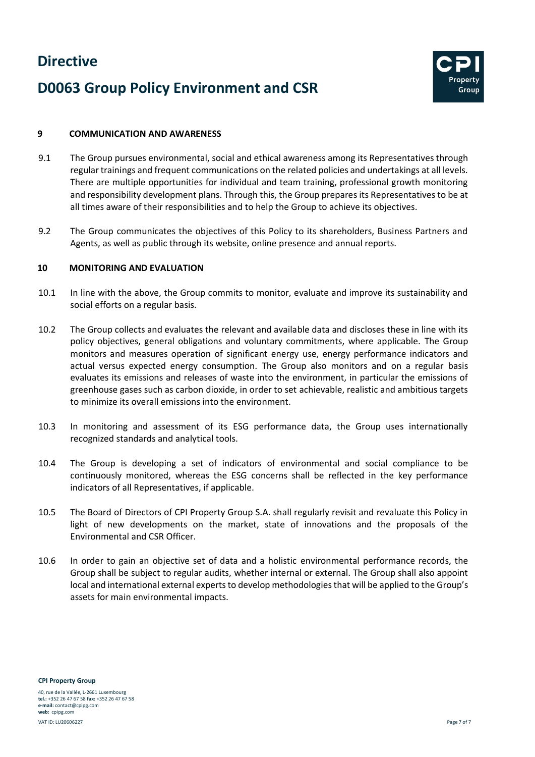## 9 COMMUNICATION AND AWARENESS

9.1 The Group pursues environmental, social and ethical awareness among its Representatives through regular trainings and frequent communications on the related policies and undertakings at all levels. There are multiple opportunities for individual and team training, professional growth monitoring and responsibility development plans. Through this, the Group prepares its Representatives to be at all times aware of their responsibilities and to help the Group to achieve its objectives.

9.2 The Group communicates the objectives of this Policy to its shareholders, Business Partners and Agents, as well as public through its website, online presence and annual reports.

## 10 MONITORING AND EVALUATION

10.1 In line with the above, the Group commits to monitor, evaluate and improve its sustainability and social efforts on a regular basis.

10.2 The Group collects and evaluates the relevant and available data and discloses these in line with its policy objectives, general obligations and voluntary commitments, where applicable. The Group monitors and measures operation of significant energy use, energy performance indicators and actual versus expected energy consumption. The Group also monitors and on a regular basis evaluates its emissions and releases of waste into the environment, in particular the emissions of greenhouse gases such as carbon dioxide, in order to set achievable, realistic and ambitious targets to minimize its overall emissions into the environment.

10.3 In monitoring and assessment of its ESG performance data, the Group uses internationally recognized standards and analytical tools.

10.4 The Group is developing a set of indicators of environmental and social compliance to be continuously monitored, whereas the ESG concerns shall be reflected in the key performance indicators of all Representatives, if applicable.

10.5 The Board of Directors of CPI Property Group S.A. shall regularly revisit and revaluate this Policy in light of new developments on the market, state of innovations and the proposals of the Environmental and CSR Officer.

10.6 In order to gain an objective set of data and a holistic environmental performance records, the Group shall be subject to regular audits, whether internal or external. The Group shall also appoint local and international external experts to develop methodologies that will be applied to the Group's assets for main environmental impacts.